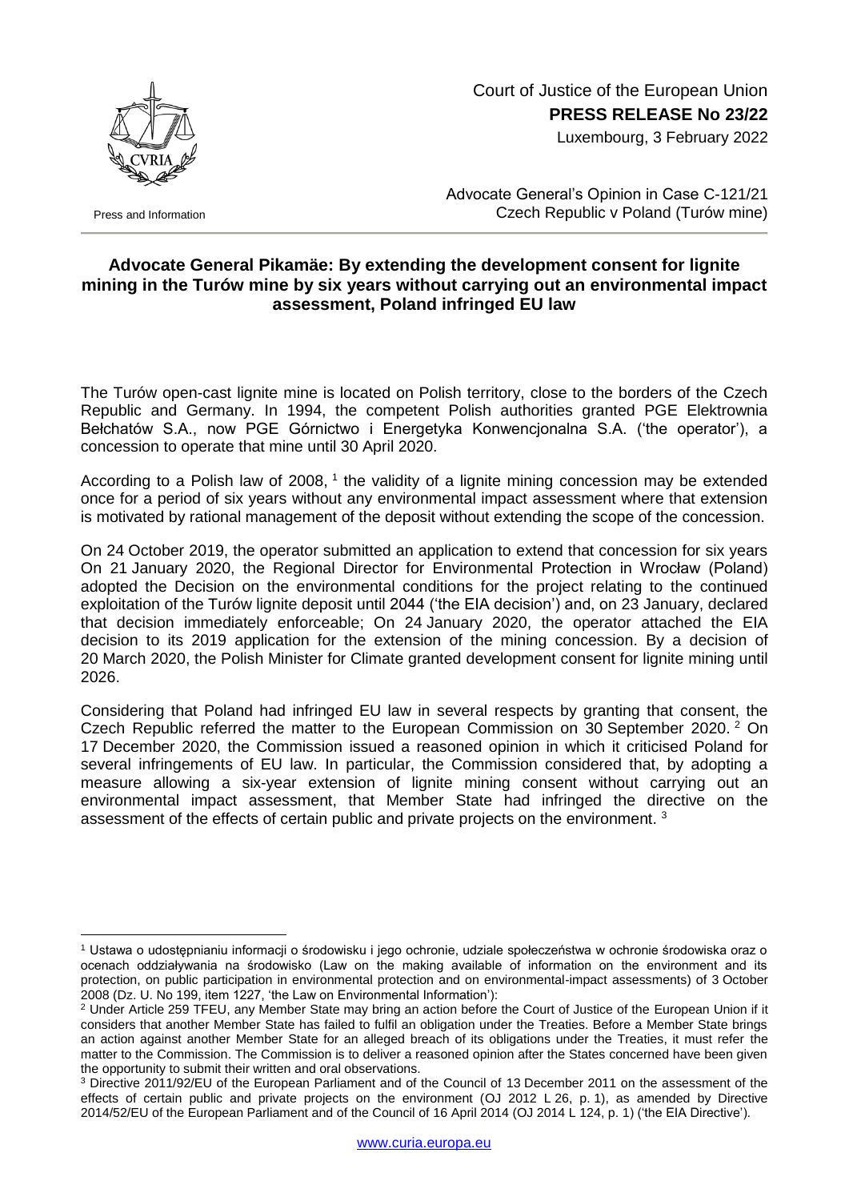Court of Justice of the European Union
**PRESS RELEASE No 23/22**
Luxembourg, 3 February 2022

Press and Information

Advocate General's Opinion in Case C-121/21
Czech Republic v Poland (Turów mine)

## Advocate General Pikamäe: By extending the development consent for lignite mining in the Turów mine by six years without carrying out an environmental impact assessment, Poland infringed EU law

The Turów open-cast lignite mine is located on Polish territory, close to the borders of the Czech Republic and Germany. In 1994, the competent Polish authorities granted PGE Elektrownia Bełchatów S.A., now PGE Górnictwo i Energetyka Konwencjonalna S.A. ('the operator'), a concession to operate that mine until 30 April 2020.

According to a Polish law of 2008, [1] the validity of a lignite mining concession may be extended once for a period of six years without any environmental impact assessment where that extension is motivated by rational management of the deposit without extending the scope of the concession.

On 24 October 2019, the operator submitted an application to extend that concession for six years On 21 January 2020, the Regional Director for Environmental Protection in Wrocław (Poland) adopted the Decision on the environmental conditions for the project relating to the continued exploitation of the Turów lignite deposit until 2044 ('the EIA decision') and, on 23 January, declared that decision immediately enforceable; On 24 January 2020, the operator attached the EIA decision to its 2019 application for the extension of the mining concession. By a decision of 20 March 2020, the Polish Minister for Climate granted development consent for lignite mining until 2026.

Considering that Poland had infringed EU law in several respects by granting that consent, the Czech Republic referred the matter to the European Commission on 30 September 2020. [2] On 17 December 2020, the Commission issued a reasoned opinion in which it criticised Poland for several infringements of EU law. In particular, the Commission considered that, by adopting a measure allowing a six-year extension of lignite mining consent without carrying out an environmental impact assessment, that Member State had infringed the directive on the assessment of the effects of certain public and private projects on the environment. [3]

---

[1] Ustawa o udostępnianiu informacji o środowisku i jego ochronie, udziale społeczeństwa w ochronie środowiska oraz o ocenach oddziaływania na środowisko (Law on the making available of information on the environment and its protection, on public participation in environmental protection and on environmental-impact assessments) of 3 October 2008 (Dz. U. No 199, item 1227, 'the Law on Environmental Information'):

[2] Under Article 259 TFEU, any Member State may bring an action before the Court of Justice of the European Union if it considers that another Member State has failed to fulfil an obligation under the Treaties. Before a Member State brings an action against another Member State for an alleged breach of its obligations under the Treaties, it must refer the matter to the Commission. The Commission is to deliver a reasoned opinion after the States concerned have been given the opportunity to submit their written and oral observations.

[3] Directive 2011/92/EU of the European Parliament and of the Council of 13 December 2011 on the assessment of the effects of certain public and private projects on the environment (OJ 2012 L 26, p. 1), as amended by Directive 2014/52/EU of the European Parliament and of the Council of 16 April 2014 (OJ 2014 L 124, p. 1) ('the EIA Directive').

www.curia.europa.eu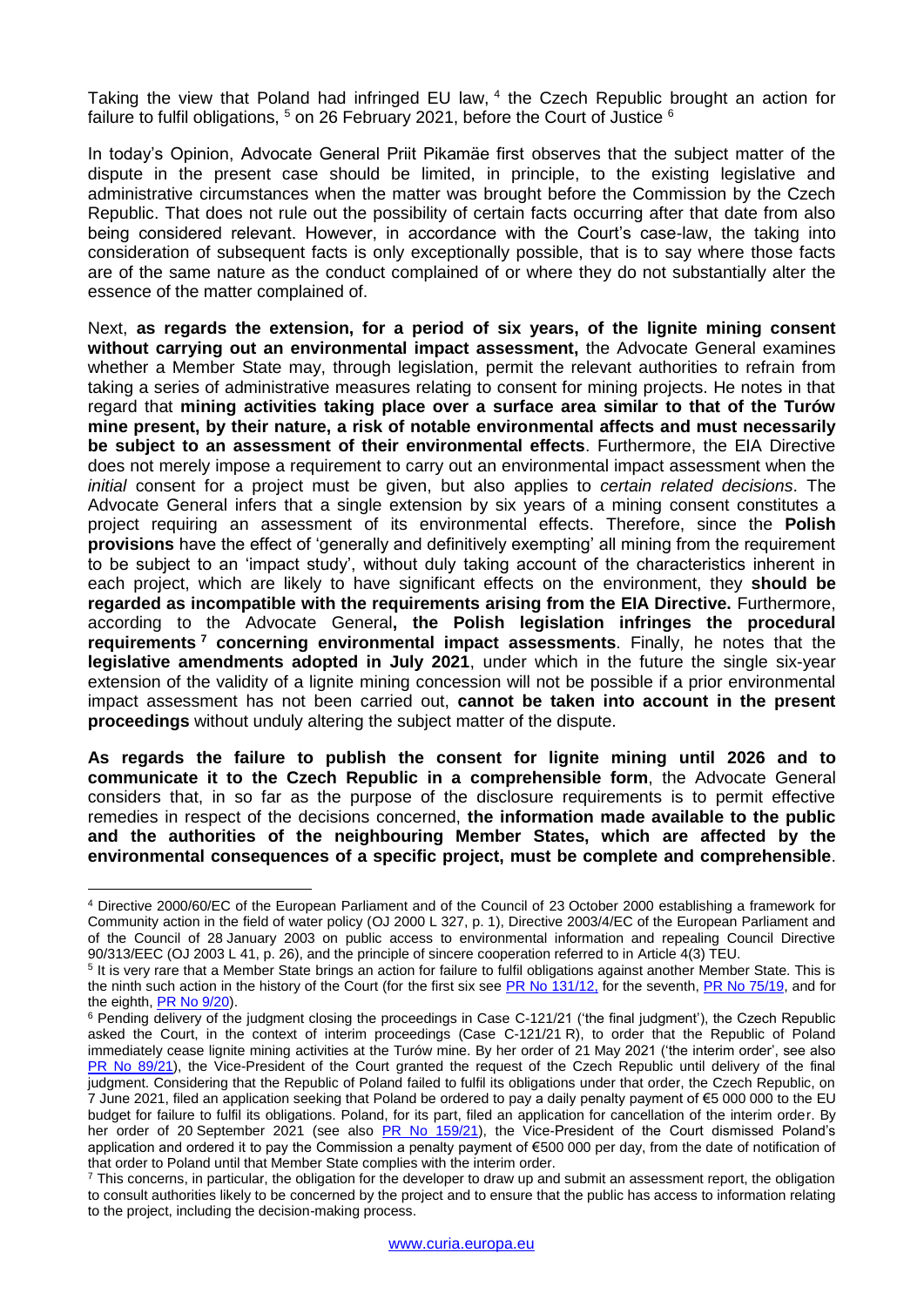Taking the view that Poland had infringed EU law, [4] the Czech Republic brought an action for failure to fulfil obligations, [5] on 26 February 2021, before the Court of Justice [6]

In today's Opinion, Advocate General Priit Pikamäe first observes that the subject matter of the dispute in the present case should be limited, in principle, to the existing legislative and administrative circumstances when the matter was brought before the Commission by the Czech Republic. That does not rule out the possibility of certain facts occurring after that date from also being considered relevant. However, in accordance with the Court's case-law, the taking into consideration of subsequent facts is only exceptionally possible, that is to say where those facts are of the same nature as the conduct complained of or where they do not substantially alter the essence of the matter complained of.

Next, **as regards the extension, for a period of six years, of the lignite mining consent without carrying out an environmental impact assessment,** the Advocate General examines whether a Member State may, through legislation, permit the relevant authorities to refrain from taking a series of administrative measures relating to consent for mining projects. He notes in that regard that **mining activities taking place over a surface area similar to that of the Turów mine present, by their nature, a risk of notable environmental affects and must necessarily be subject to an assessment of their environmental effects**. Furthermore, the EIA Directive does not merely impose a requirement to carry out an environmental impact assessment when the *initial* consent for a project must be given, but also applies to *certain related decisions*. The Advocate General infers that a single extension by six years of a mining consent constitutes a project requiring an assessment of its environmental effects. Therefore, since the **Polish provisions** have the effect of 'generally and definitively exempting' all mining from the requirement to be subject to an 'impact study', without duly taking account of the characteristics inherent in each project, which are likely to have significant effects on the environment, they **should be regarded as incompatible with the requirements arising from the EIA Directive.** Furthermore, according to the Advocate General**, the Polish legislation infringes the procedural requirements [7] concerning environmental impact assessments**. Finally, he notes that the **legislative amendments adopted in July 2021**, under which in the future the single six-year extension of the validity of a lignite mining concession will not be possible if a prior environmental impact assessment has not been carried out, **cannot be taken into account in the present proceedings** without unduly altering the subject matter of the dispute.

**As regards the failure to publish the consent for lignite mining until 2026 and to communicate it to the Czech Republic in a comprehensible form**, the Advocate General considers that, in so far as the purpose of the disclosure requirements is to permit effective remedies in respect of the decisions concerned, **the information made available to the public and the authorities of the neighbouring Member States, which are affected by the environmental consequences of a specific project, must be complete and comprehensible**.

---

[4] Directive 2000/60/EC of the European Parliament and of the Council of 23 October 2000 establishing a framework for Community action in the field of water policy (OJ 2000 L 327, p. 1), Directive 2003/4/EC of the European Parliament and of the Council of 28 January 2003 on public access to environmental information and repealing Council Directive 90/313/EEC (OJ 2003 L 41, p. 26), and the principle of sincere cooperation referred to in Article 4(3) TEU.

[5] It is very rare that a Member State brings an action for failure to fulfil obligations against another Member State. This is the ninth such action in the history of the Court (for the first six see PR No 131/12, for the seventh, PR No 75/19, and for the eighth, PR No 9/20).

[6] Pending delivery of the judgment closing the proceedings in Case C-121/21 ('the final judgment'), the Czech Republic asked the Court, in the context of interim proceedings (Case C-121/21 R), to order that the Republic of Poland immediately cease lignite mining activities at the Turów mine. By her order of 21 May 2021 ('the interim order', see also PR No 89/21), the Vice-President of the Court granted the request of the Czech Republic until delivery of the final judgment. Considering that the Republic of Poland failed to fulfil its obligations under that order, the Czech Republic, on 7 June 2021, filed an application seeking that Poland be ordered to pay a daily penalty payment of €5 000 000 to the EU budget for failure to fulfil its obligations. Poland, for its part, filed an application for cancellation of the interim order. By her order of 20 September 2021 (see also PR No 159/21), the Vice-President of the Court dismissed Poland's application and ordered it to pay the Commission a penalty payment of €500 000 per day, from the date of notification of that order to Poland until that Member State complies with the interim order.

[7] This concerns, in particular, the obligation for the developer to draw up and submit an assessment report, the obligation to consult authorities likely to be concerned by the project and to ensure that the public has access to information relating to the project, including the decision-making process.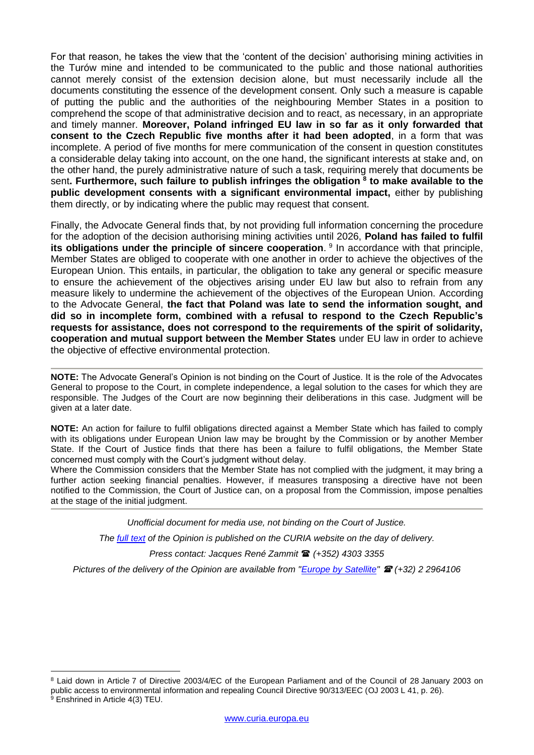For that reason, he takes the view that the 'content of the decision' authorising mining activities in the Turów mine and intended to be communicated to the public and those national authorities cannot merely consist of the extension decision alone, but must necessarily include all the documents constituting the essence of the development consent. Only such a measure is capable of putting the public and the authorities of the neighbouring Member States in a position to comprehend the scope of that administrative decision and to react, as necessary, in an appropriate and timely manner. **Moreover, Poland infringed EU law in so far as it only forwarded that consent to the Czech Republic five months after it had been adopted**, in a form that was incomplete. A period of five months for mere communication of the consent in question constitutes a considerable delay taking into account, on the one hand, the significant interests at stake and, on the other hand, the purely administrative nature of such a task, requiring merely that documents be sent**. Furthermore, such failure to publish infringes the obligation [8] to make available to the public development consents with a significant environmental impact,** either by publishing them directly, or by indicating where the public may request that consent.

Finally, the Advocate General finds that, by not providing full information concerning the procedure for the adoption of the decision authorising mining activities until 2026, **Poland has failed to fulfil its obligations under the principle of sincere cooperation**. [9] In accordance with that principle, Member States are obliged to cooperate with one another in order to achieve the objectives of the European Union. This entails, in particular, the obligation to take any general or specific measure to ensure the achievement of the objectives arising under EU law but also to refrain from any measure likely to undermine the achievement of the objectives of the European Union. According to the Advocate General, **the fact that Poland was late to send the information sought, and did so in incomplete form, combined with a refusal to respond to the Czech Republic's requests for assistance, does not correspond to the requirements of the spirit of solidarity, cooperation and mutual support between the Member States** under EU law in order to achieve the objective of effective environmental protection.

---

**NOTE:** The Advocate General's Opinion is not binding on the Court of Justice. It is the role of the Advocates General to propose to the Court, in complete independence, a legal solution to the cases for which they are responsible. The Judges of the Court are now beginning their deliberations in this case. Judgment will be given at a later date.

**NOTE:** An action for failure to fulfil obligations directed against a Member State which has failed to comply with its obligations under European Union law may be brought by the Commission or by another Member State. If the Court of Justice finds that there has been a failure to fulfil obligations, the Member State concerned must comply with the Court's judgment without delay.
Where the Commission considers that the Member State has not complied with the judgment, it may bring a further action seeking financial penalties. However, if measures transposing a directive have not been notified to the Commission, the Court of Justice can, on a proposal from the Commission, impose penalties at the stage of the initial judgment.

---

*Unofficial document for media use, not binding on the Court of Justice.*

*The full text of the Opinion is published on the CURIA website on the day of delivery.*

*Press contact: Jacques René Zammit ☎ (+352) 4303 3355*

*Pictures of the delivery of the Opinion are available from "Europe by Satellite" ☎ (+32) 2 2964106*

---

[8] Laid down in Article 7 of Directive 2003/4/EC of the European Parliament and of the Council of 28 January 2003 on public access to environmental information and repealing Council Directive 90/313/EEC (OJ 2003 L 41, p. 26).
[9] Enshrined in Article 4(3) TEU.